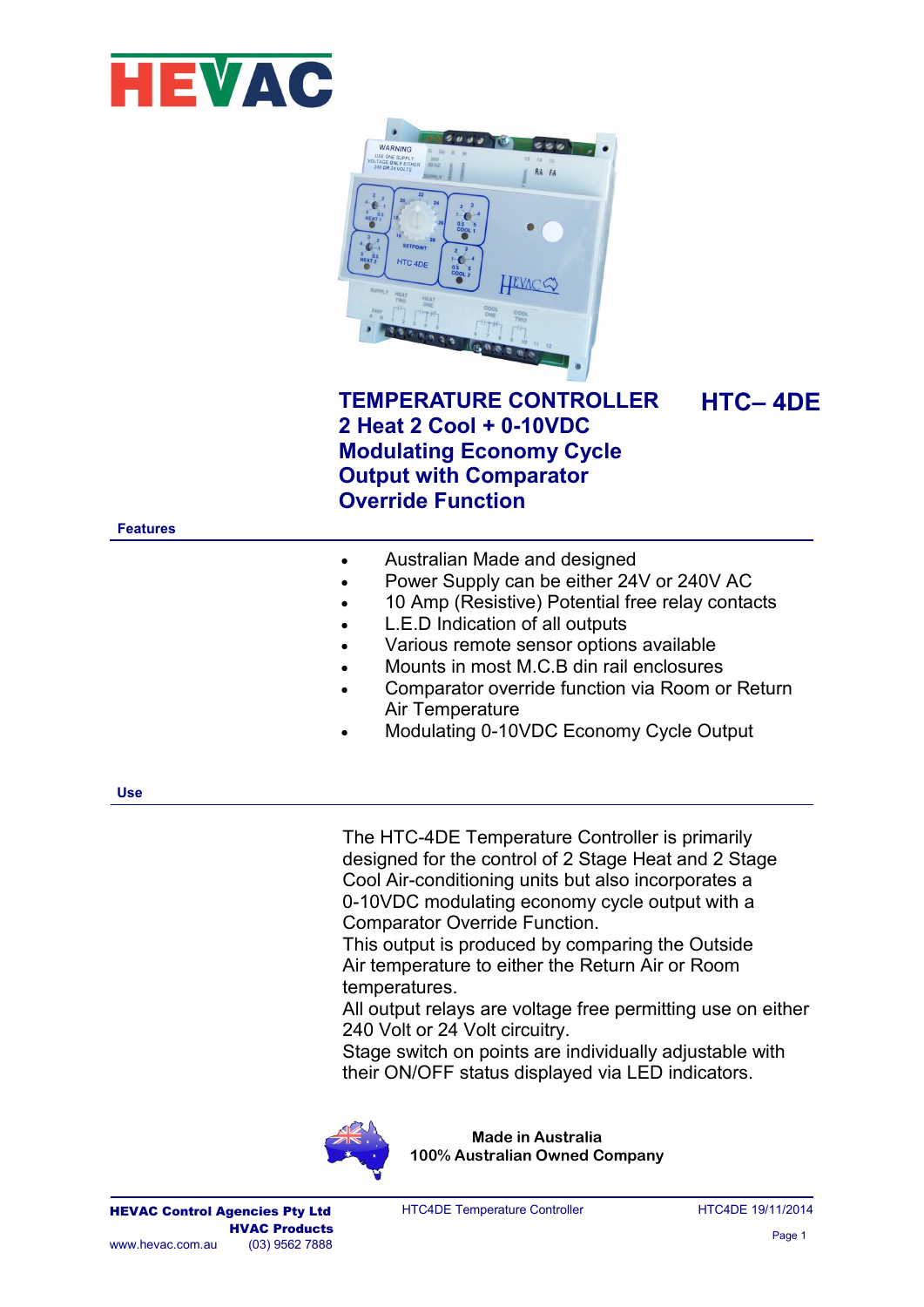# HEVAC

## TEMPERATURE CONTROLLER — HTC– 4DE

## 2 Heat 2 Cool + 0-10VDC Modulating Economy Cycle Output with Comparator Override Function

### Features

- Australian Made and designed
- Power Supply can be either 24V or 240V AC
- 10 Amp (Resistive) Potential free relay contacts
- L.E.D Indication of all outputs
- Various remote sensor options available
- Mounts in most M.C.B din rail enclosures
- Comparator override function via Room or Return Air Temperature
- Modulating 0-10VDC Economy Cycle Output

### Use

The HTC-4DE Temperature Controller is primarily designed for the control of 2 Stage Heat and 2 Stage Cool Air-conditioning units but also incorporates a 0-10VDC modulating economy cycle output with a Comparator Override Function.
This output is produced by comparing the Outside Air temperature to either the Return Air or Room temperatures.
All output relays are voltage free permitting use on either 240 Volt or 24 Volt circuitry.
Stage switch on points are individually adjustable with their ON/OFF status displayed via LED indicators.

**Made in Australia**
**100% Australian Owned Company**

**HEVAC Control Agencies Pty Ltd**
**HVAC Products**
www.hevac.com.au (03) 9562 7888

HTC4DE Temperature Controller

HTC4DE 19/11/2014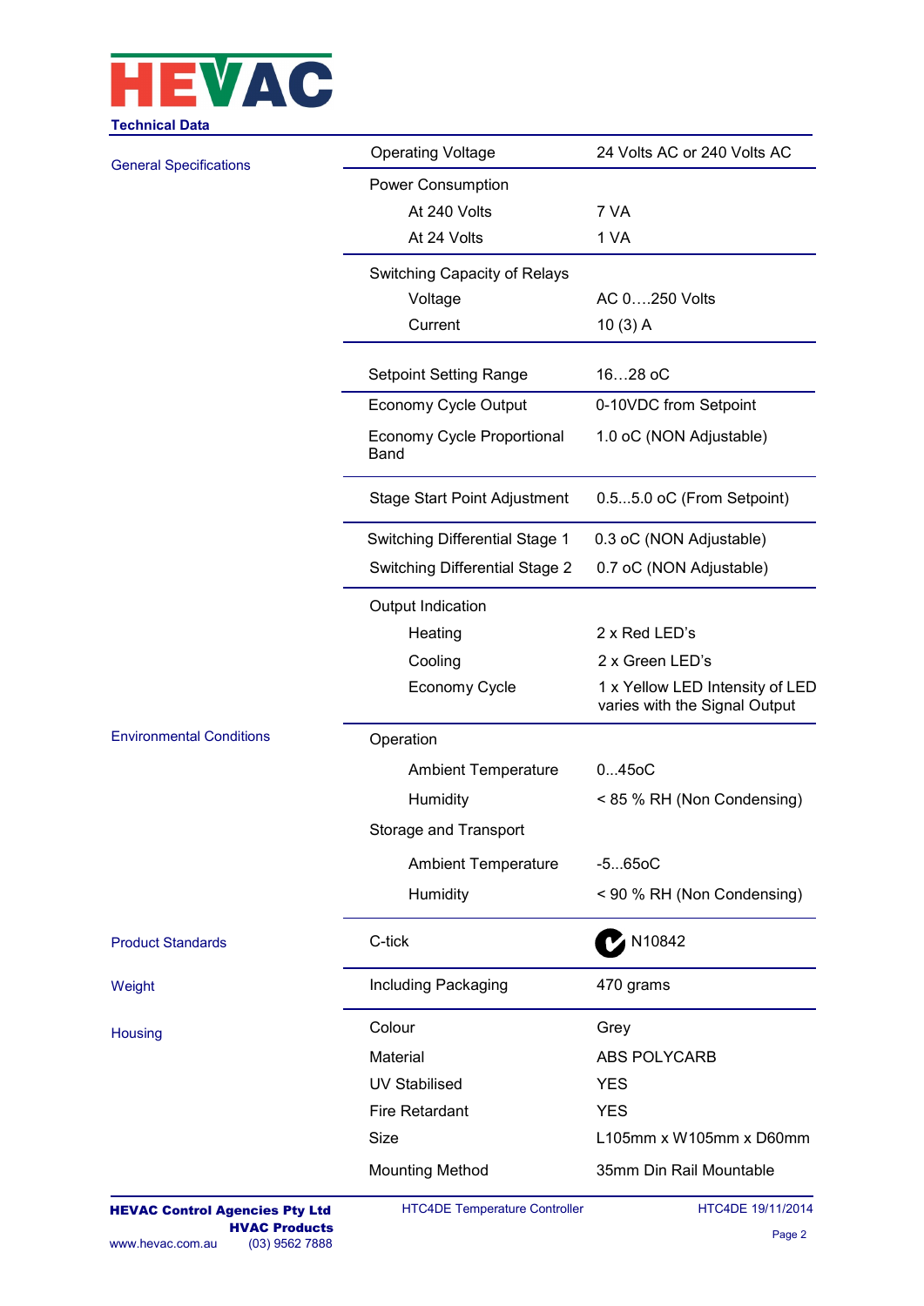## Technical Data

| Category | Parameter | Value |
|---|---|---|
| General Specifications | Operating Voltage | 24 Volts AC or 240 Volts AC |
| | Power Consumption | |
| | At 240 Volts | 7 VA |
| | At 24 Volts | 1 VA |
| | Switching Capacity of Relays | |
| | Voltage | AC 0….250 Volts |
| | Current | 10 (3) A |
| | Setpoint Setting Range | 16…28 oC |
| | Economy Cycle Output | 0-10VDC from Setpoint |
| | Economy Cycle Proportional Band | 1.0 oC (NON Adjustable) |
| | Stage Start Point Adjustment | 0.5...5.0 oC (From Setpoint) |
| | Switching Differential Stage 1 | 0.3 oC (NON Adjustable) |
| | Switching Differential Stage 2 | 0.7 oC (NON Adjustable) |
| | Output Indication | |
| | Heating | 2 x Red LED's |
| | Cooling | 2 x Green LED's |
| | Economy Cycle | 1 x Yellow LED Intensity of LED varies with the Signal Output |
| Environmental Conditions | Operation | |
| | Ambient Temperature | 0...45oC |
| | Humidity | < 85 % RH (Non Condensing) |
| | Storage and Transport | |
| | Ambient Temperature | -5...65oC |
| | Humidity | < 90 % RH (Non Condensing) |
| Product Standards | C-tick | N10842 |
| Weight | Including Packaging | 470 grams |
| Housing | Colour | Grey |
| | Material | ABS POLYCARB |
| | UV Stabilised | YES |
| | Fire Retardant | YES |
| | Size | L105mm x W105mm x D60mm |
| | Mounting Method | 35mm Din Rail Mountable |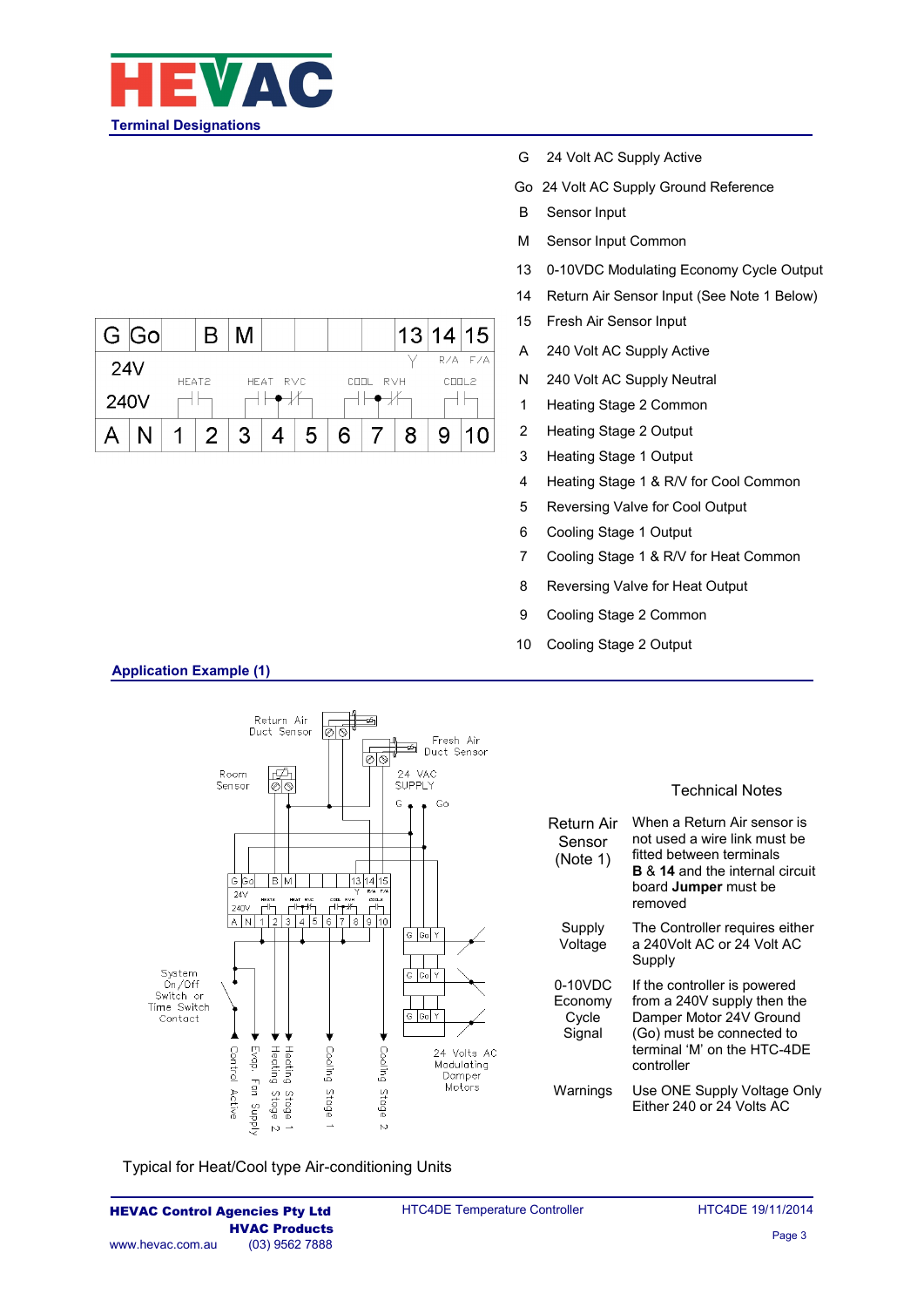## Terminal Designations

| G | Go | | B | M | | | | 13 | 14 | 15 |
|---|---|---|---|---|---|---|---|---|---|---|
| 24V | | HEAT2 | | HEAT | RVC | | COOL | RVH | R/A | F/A |
| 240V | | | | | | | | | | COOL2 |
| A | N | 1 | 2 | 3 | 4 | 5 | 6 | 7 | 8 | 9 | 10 |

- G 24 Volt AC Supply Active
- Go 24 Volt AC Supply Ground Reference
- B Sensor Input
- M Sensor Input Common
- 13 0-10VDC Modulating Economy Cycle Output
- 14 Return Air Sensor Input (See Note 1 Below)
- 15 Fresh Air Sensor Input
- A 240 Volt AC Supply Active
- N 240 Volt AC Supply Neutral
- 1 Heating Stage 2 Common
- 2 Heating Stage 2 Output
- 3 Heating Stage 1 Output
- 4 Heating Stage 1 & R/V for Cool Common
- 5 Reversing Valve for Cool Output
- 6 Cooling Stage 1 Output
- 7 Cooling Stage 1 & R/V for Heat Common
- 8 Reversing Valve for Heat Output
- 9 Cooling Stage 2 Common
- 10 Cooling Stage 2 Output

## Application Example (1)

Return Air Duct Sensor

Fresh Air Duct Sensor

Room Sensor

24 VAC SUPPLY

G Go

System On/Off Switch or Time Switch Contact

Control Active

Evap. Fan Supply

Heating Stage 2

Heating Stage 1

Cooling Stage 1

Cooling Stage 2

24 Volts AC Modulating Damper Motors

Typical for Heat/Cool type Air-conditioning Units

### Technical Notes

| | |
|---|---|
| Return Air Sensor (Note 1) | When a Return Air sensor is not used a wire link must be fitted between terminals **B** & **14** and the internal circuit board **Jumper** must be removed |
| Supply Voltage | The Controller requires either a 240Volt AC or 24 Volt AC Supply |
| 0-10VDC Economy Cycle Signal | If the controller is powered from a 240V supply then the Damper Motor 24V Ground (Go) must be connected to terminal 'M' on the HTC-4DE controller |
| Warnings | Use ONE Supply Voltage Only Either 240 or 24 Volts AC |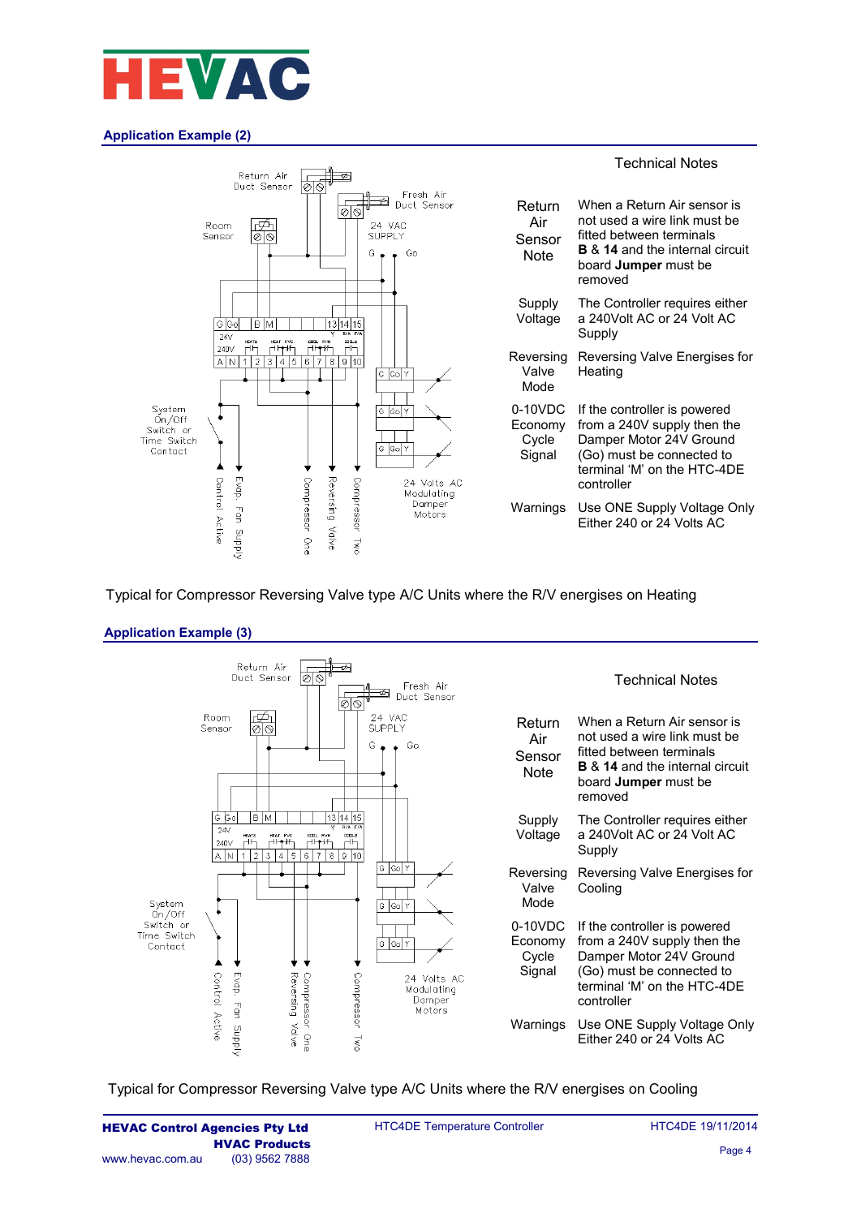## Application Example (2)

Return Air Duct Sensor

Fresh Air Duct Sensor

Room Sensor

24 VAC SUPPLY

G Go

G Go B M 13 14 15

24V

240V

A N 1 2 3 4 5 6 7 8 9 10

G Go Y

System On/Off Switch or Time Switch Contact

Control Active

Evap. Fan Supply

Compressor One

Reversing Valve

Compressor Two

24 Volts AC Modulating Damper Motors

**Technical Notes**

| | |
|---|---|
| Return Air Sensor Note | When a Return Air sensor is not used a wire link must be fitted between terminals **B** & **14** and the internal circuit board **Jumper** must be removed |
| Supply Voltage | The Controller requires either a 240Volt AC or 24 Volt AC Supply |
| Reversing Valve Mode | Reversing Valve Energises for Heating |
| 0-10VDC Economy Cycle Signal | If the controller is powered from a 240V supply then the Damper Motor 24V Ground (Go) must be connected to terminal 'M' on the HTC-4DE controller |
| Warnings | Use ONE Supply Voltage Only Either 240 or 24 Volts AC |

Typical for Compressor Reversing Valve type A/C Units where the R/V energises on Heating

## Application Example (3)

Return Air Duct Sensor

Fresh Air Duct Sensor

Room Sensor

24 VAC SUPPLY

G Go

G Go B M 13 14 15

24V

240V

A N 1 2 3 4 5 6 7 8 9 10

G Go Y

System On/Off Switch or Time Switch Contact

Control Active

Evap. Fan Supply

Reversing Valve

Compressor One

Compressor Two

24 Volts AC Modulating Damper Motors

**Technical Notes**

| | |
|---|---|
| Return Air Sensor Note | When a Return Air sensor is not used a wire link must be fitted between terminals **B** & **14** and the internal circuit board **Jumper** must be removed |
| Supply Voltage | The Controller requires either a 240Volt AC or 24 Volt AC Supply |
| Reversing Valve Mode | Reversing Valve Energises for Cooling |
| 0-10VDC Economy Cycle Signal | If the controller is powered from a 240V supply then the Damper Motor 24V Ground (Go) must be connected to terminal 'M' on the HTC-4DE controller |
| Warnings | Use ONE Supply Voltage Only Either 240 or 24 Volts AC |

Typical for Compressor Reversing Valve type A/C Units where the R/V energises on Cooling